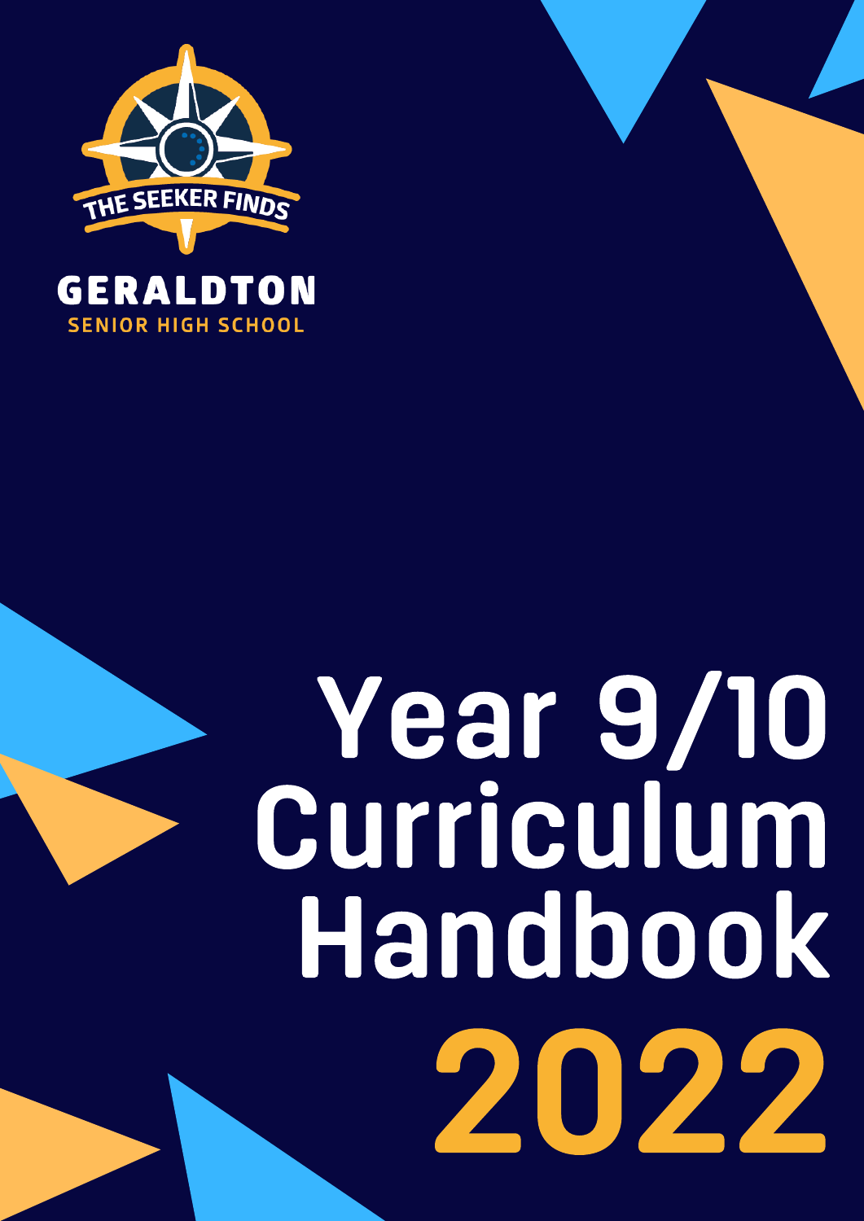THE SEEKER FINDS

GERALDTON
SENIOR HIGH SCHOOL

# Year 9/10 Curriculum Handbook 2022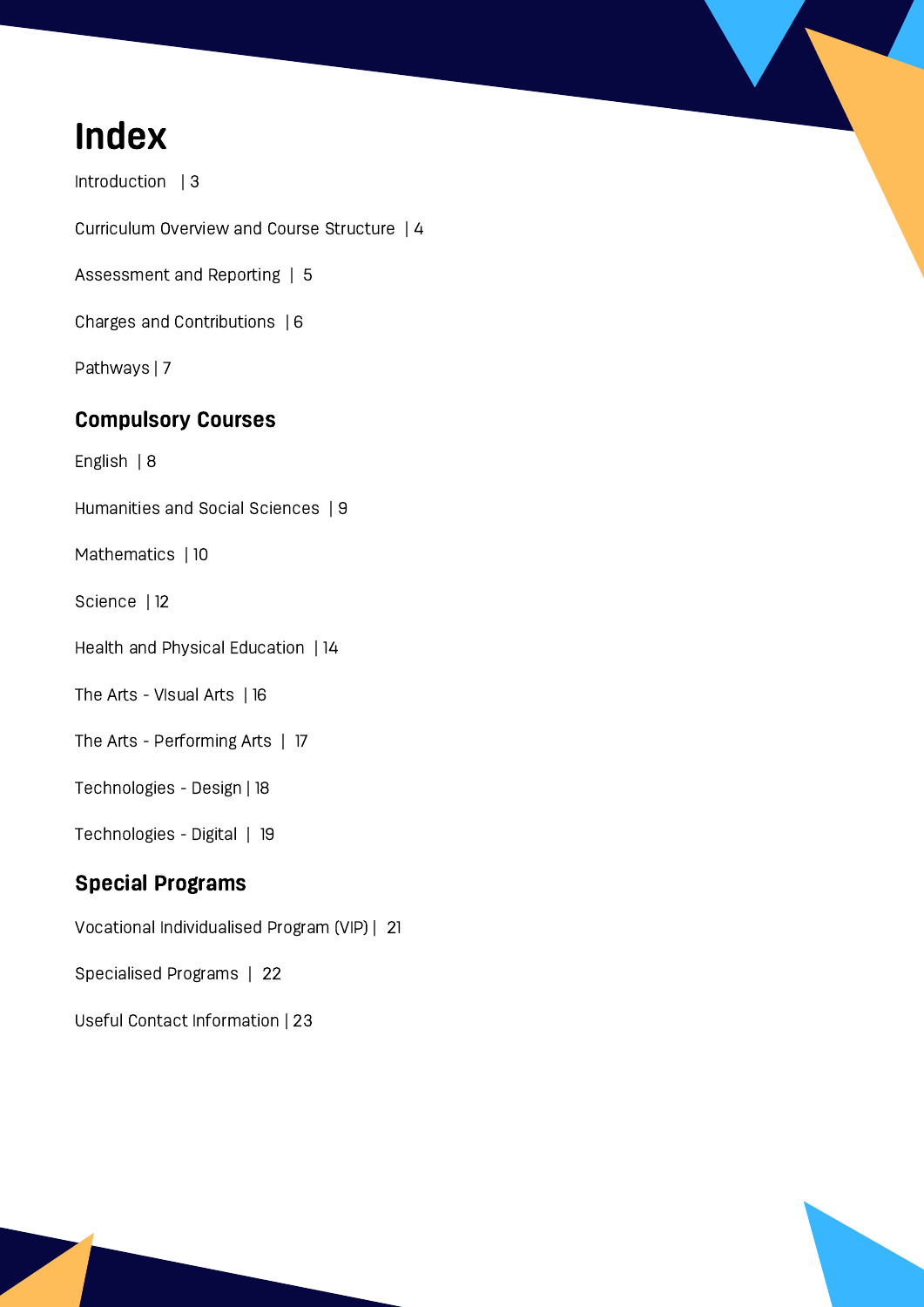# Index

Introduction | 3

Curriculum Overview and Course Structure | 4

Assessment and Reporting | 5

Charges and Contributions | 6

Pathways | 7

## Compulsory Courses

English | 8

Humanities and Social Sciences | 9

Mathematics | 10

Science | 12

Health and Physical Education | 14

The Arts - Visual Arts | 16

The Arts - Performing Arts | 17

Technologies - Design | 18

Technologies - Digital | 19

## Special Programs

Vocational Individualised Program (VIP) | 21

Specialised Programs | 22

Useful Contact Information | 23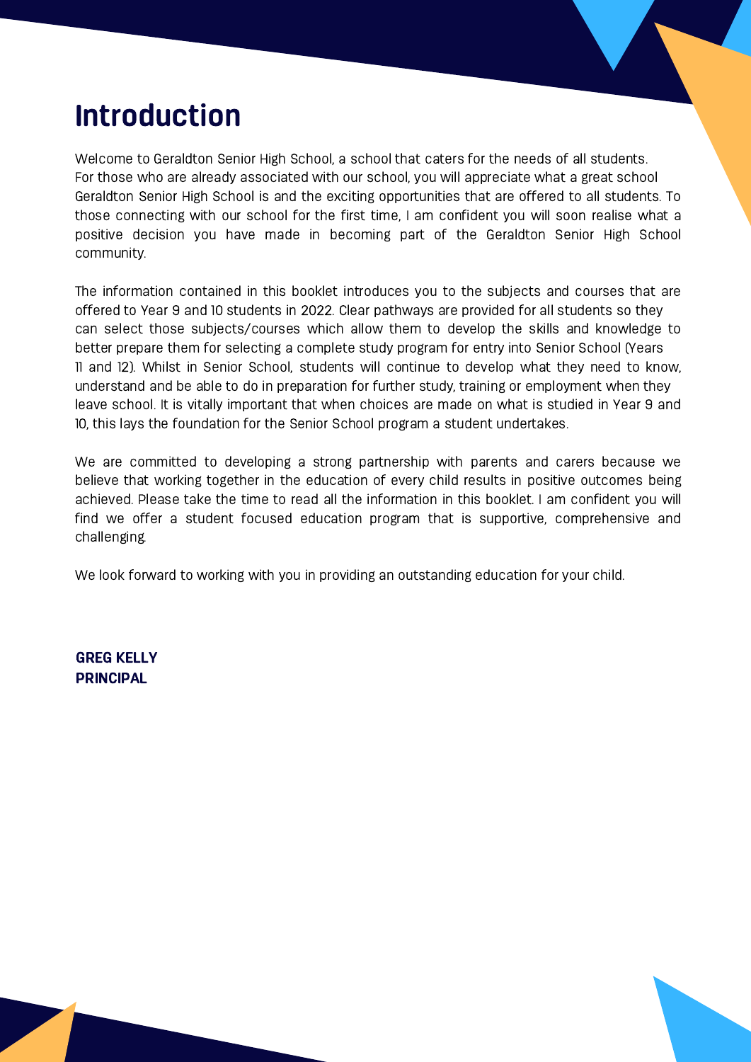# Introduction

Welcome to Geraldton Senior High School, a school that caters for the needs of all students. For those who are already associated with our school, you will appreciate what a great school Geraldton Senior High School is and the exciting opportunities that are offered to all students. To those connecting with our school for the first time, I am confident you will soon realise what a positive decision you have made in becoming part of the Geraldton Senior High School community.

The information contained in this booklet introduces you to the subjects and courses that are offered to Year 9 and 10 students in 2022. Clear pathways are provided for all students so they can select those subjects/courses which allow them to develop the skills and knowledge to better prepare them for selecting a complete study program for entry into Senior School (Years 11 and 12). Whilst in Senior School, students will continue to develop what they need to know, understand and be able to do in preparation for further study, training or employment when they leave school. It is vitally important that when choices are made on what is studied in Year 9 and 10, this lays the foundation for the Senior School program a student undertakes.

We are committed to developing a strong partnership with parents and carers because we believe that working together in the education of every child results in positive outcomes being achieved. Please take the time to read all the information in this booklet. I am confident you will find we offer a student focused education program that is supportive, comprehensive and challenging.

We look forward to working with you in providing an outstanding education for your child.

**GREG KELLY**
**PRINCIPAL**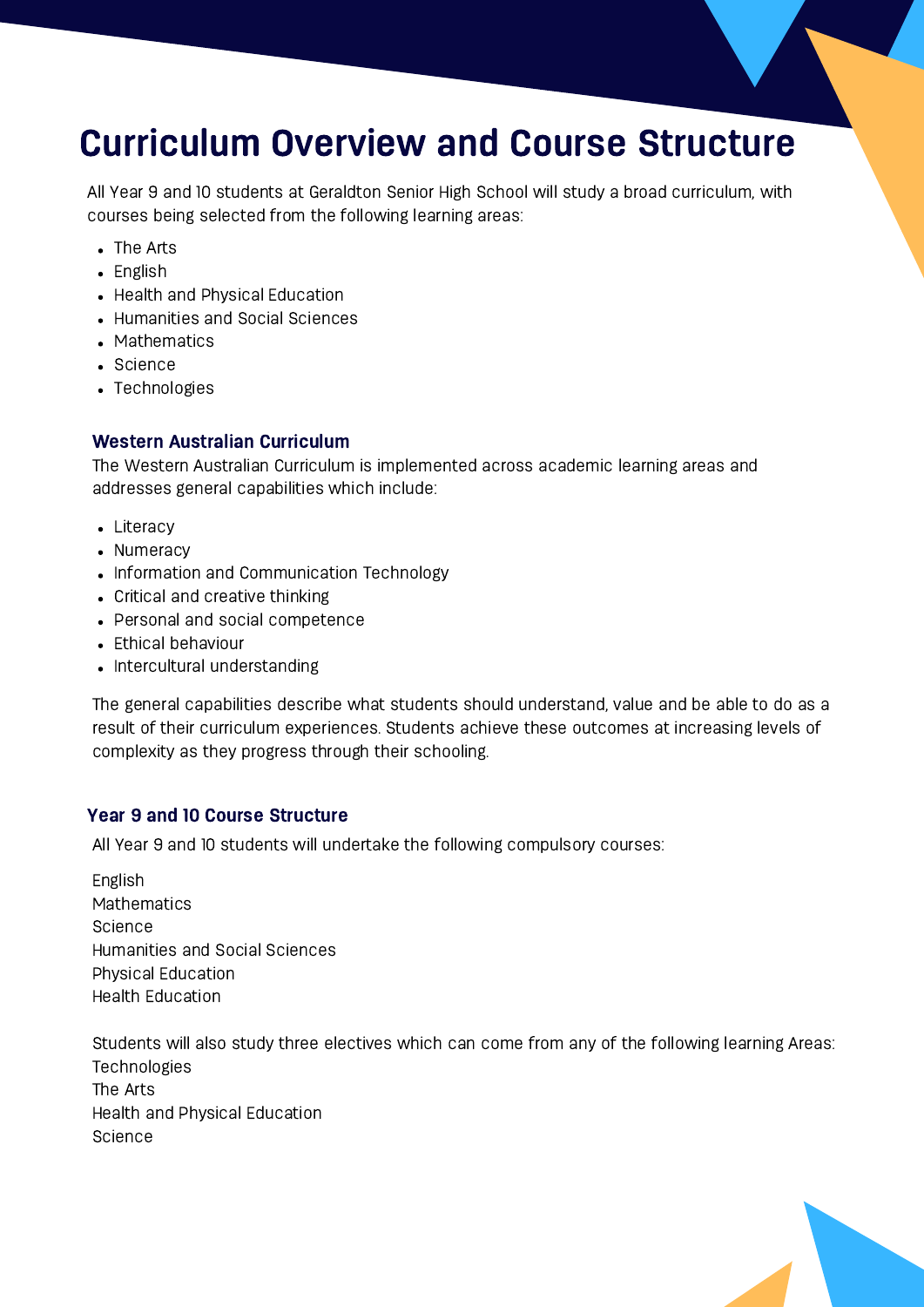# Curriculum Overview and Course Structure

All Year 9 and 10 students at Geraldton Senior High School will study a broad curriculum, with courses being selected from the following learning areas:

- The Arts
- English
- Health and Physical Education
- Humanities and Social Sciences
- Mathematics
- Science
- Technologies

## Western Australian Curriculum

The Western Australian Curriculum is implemented across academic learning areas and addresses general capabilities which include:

- Literacy
- Numeracy
- Information and Communication Technology
- Critical and creative thinking
- Personal and social competence
- Ethical behaviour
- Intercultural understanding

The general capabilities describe what students should understand, value and be able to do as a result of their curriculum experiences. Students achieve these outcomes at increasing levels of complexity as they progress through their schooling.

## Year 9 and 10 Course Structure

All Year 9 and 10 students will undertake the following compulsory courses:

English
Mathematics
Science
Humanities and Social Sciences
Physical Education
Health Education

Students will also study three electives which can come from any of the following learning Areas:
Technologies
The Arts
Health and Physical Education
Science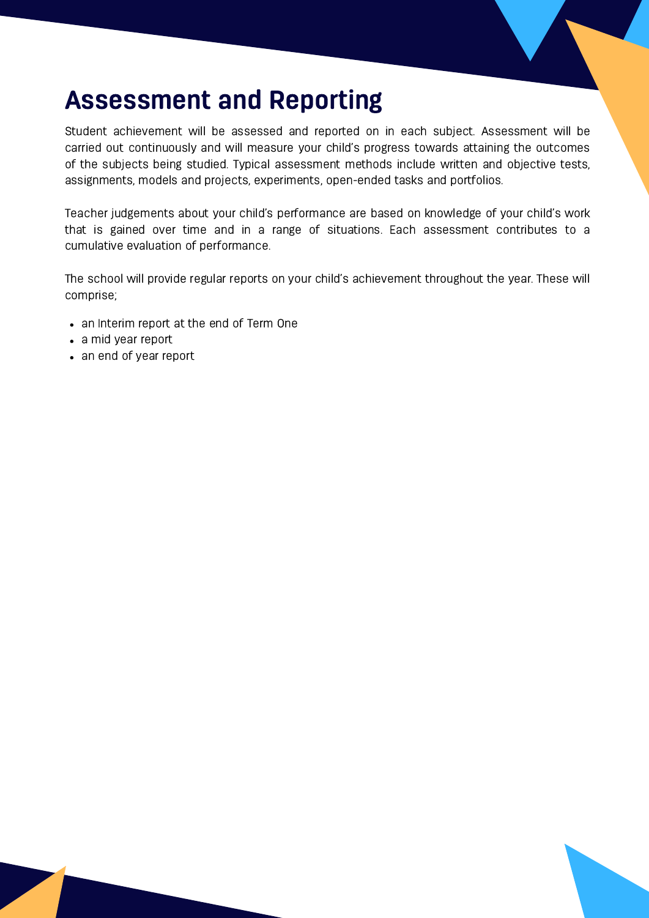# Assessment and Reporting

Student achievement will be assessed and reported on in each subject. Assessment will be carried out continuously and will measure your child's progress towards attaining the outcomes of the subjects being studied. Typical assessment methods include written and objective tests, assignments, models and projects, experiments, open-ended tasks and portfolios.

Teacher judgements about your child's performance are based on knowledge of your child's work that is gained over time and in a range of situations. Each assessment contributes to a cumulative evaluation of performance.

The school will provide regular reports on your child's achievement throughout the year. These will comprise;

- an Interim report at the end of Term One
- a mid year report
- an end of year report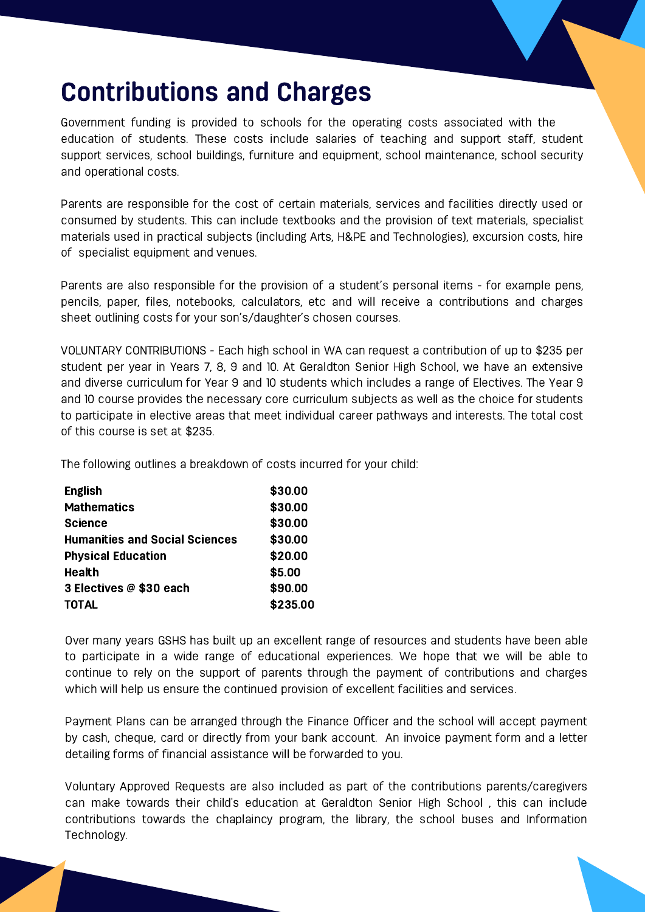# Contributions and Charges

Government funding is provided to schools for the operating costs associated with the education of students. These costs include salaries of teaching and support staff, student support services, school buildings, furniture and equipment, school maintenance, school security and operational costs.

Parents are responsible for the cost of certain materials, services and facilities directly used or consumed by students. This can include textbooks and the provision of text materials, specialist materials used in practical subjects (including Arts, H&PE and Technologies), excursion costs, hire of specialist equipment and venues.

Parents are also responsible for the provision of a student's personal items - for example pens, pencils, paper, files, notebooks, calculators, etc and will receive a contributions and charges sheet outlining costs for your son's/daughter's chosen courses.

VOLUNTARY CONTRIBUTIONS - Each high school in WA can request a contribution of up to $235 per student per year in Years 7, 8, 9 and 10. At Geraldton Senior High School, we have an extensive and diverse curriculum for Year 9 and 10 students which includes a range of Electives. The Year 9 and 10 course provides the necessary core curriculum subjects as well as the choice for students to participate in elective areas that meet individual career pathways and interests. The total cost of this course is set at $235.

The following outlines a breakdown of costs incurred for your child:

| | |
|---|---|
| **English** | **$30.00** |
| **Mathematics** | **$30.00** |
| **Science** | **$30.00** |
| **Humanities and Social Sciences** | **$30.00** |
| **Physical Education** | **$20.00** |
| **Health** | **$5.00** |
| **3 Electives @ $30 each** | **$90.00** |
| **TOTAL** | **$235.00** |

Over many years GSHS has built up an excellent range of resources and students have been able to participate in a wide range of educational experiences. We hope that we will be able to continue to rely on the support of parents through the payment of contributions and charges which will help us ensure the continued provision of excellent facilities and services.

Payment Plans can be arranged through the Finance Officer and the school will accept payment by cash, cheque, card or directly from your bank account. An invoice payment form and a letter detailing forms of financial assistance will be forwarded to you.

Voluntary Approved Requests are also included as part of the contributions parents/caregivers can make towards their child's education at Geraldton Senior High School , this can include contributions towards the chaplaincy program, the library, the school buses and Information Technology.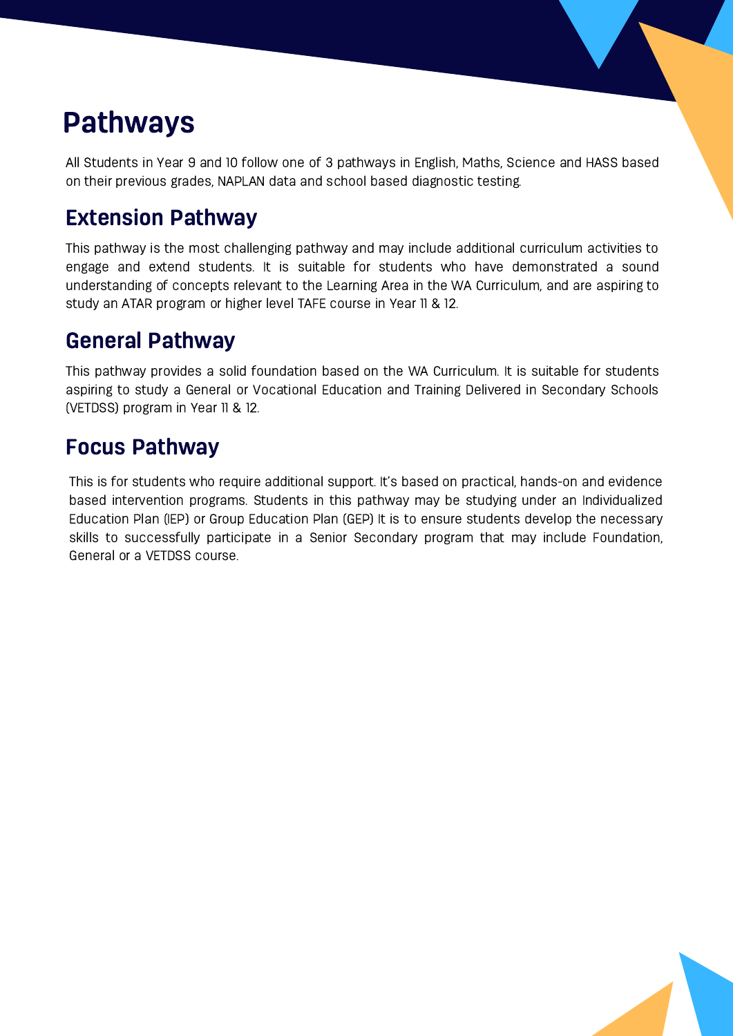# Pathways

All Students in Year 9 and 10 follow one of 3 pathways in English, Maths, Science and HASS based on their previous grades, NAPLAN data and school based diagnostic testing.

## Extension Pathway

This pathway is the most challenging pathway and may include additional curriculum activities to engage and extend students. It is suitable for students who have demonstrated a sound understanding of concepts relevant to the Learning Area in the WA Curriculum, and are aspiring to study an ATAR program or higher level TAFE course in Year 11 & 12.

## General Pathway

This pathway provides a solid foundation based on the WA Curriculum. It is suitable for students aspiring to study a General or Vocational Education and Training Delivered in Secondary Schools (VETDSS) program in Year 11 & 12.

## Focus Pathway

This is for students who require additional support. It's based on practical, hands-on and evidence based intervention programs. Students in this pathway may be studying under an Individualized Education Plan (IEP) or Group Education Plan (GEP) It is to ensure students develop the necessary skills to successfully participate in a Senior Secondary program that may include Foundation, General or a VETDSS course.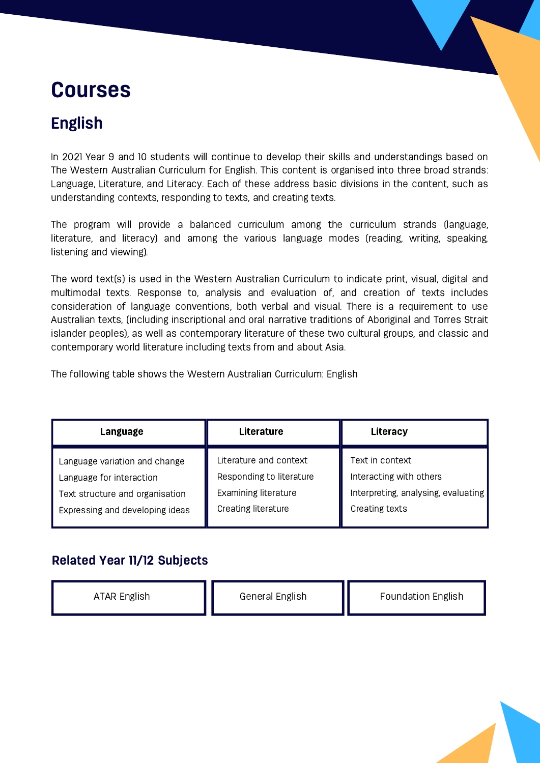# Courses

## English

In 2021 Year 9 and 10 students will continue to develop their skills and understandings based on The Western Australian Curriculum for English. This content is organised into three broad strands: Language, Literature, and Literacy. Each of these address basic divisions in the content, such as understanding contexts, responding to texts, and creating texts.

The program will provide a balanced curriculum among the curriculum strands (language, literature, and literacy) and among the various language modes (reading, writing, speaking, listening and viewing).

The word text(s) is used in the Western Australian Curriculum to indicate print, visual, digital and multimodal texts. Response to, analysis and evaluation of, and creation of texts includes consideration of language conventions, both verbal and visual. There is a requirement to use Australian texts, (including inscriptional and oral narrative traditions of Aboriginal and Torres Strait islander peoples), as well as contemporary literature of these two cultural groups, and classic and contemporary world literature including texts from and about Asia.

The following table shows the Western Australian Curriculum: English

| Language | Literature | Literacy |
|---|---|---|
| Language variation and change<br>Language for interaction<br>Text structure and organisation<br>Expressing and developing ideas | Literature and context<br>Responding to literature<br>Examining literature<br>Creating literature | Text in context<br>Interacting with others<br>Interpreting, analysing, evaluating<br>Creating texts |

### Related Year 11/12 Subjects

| ATAR English | General English | Foundation English |
|---|---|---|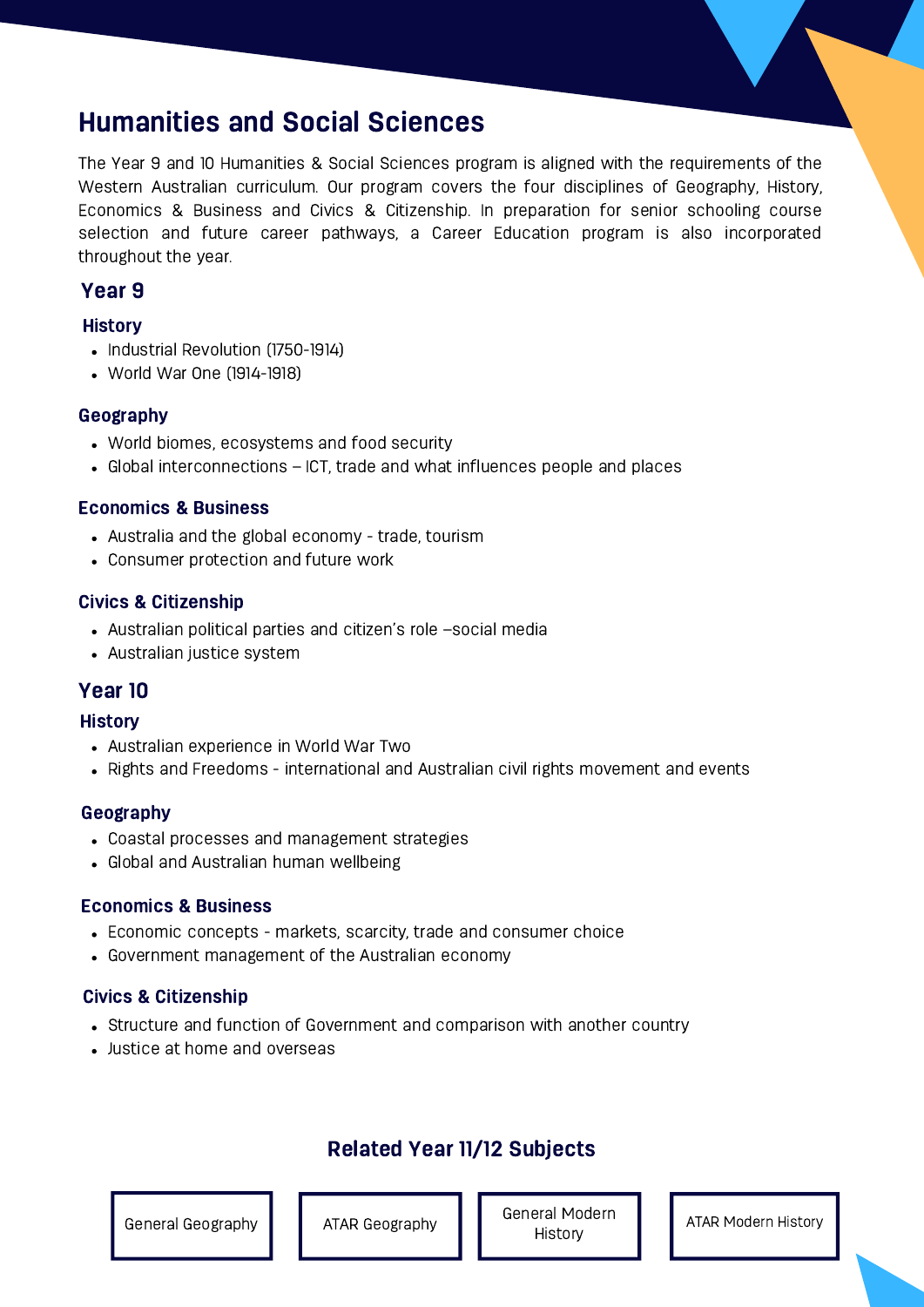# Humanities and Social Sciences

The Year 9 and 10 Humanities & Social Sciences program is aligned with the requirements of the Western Australian curriculum. Our program covers the four disciplines of Geography, History, Economics & Business and Civics & Citizenship. In preparation for senior schooling course selection and future career pathways, a Career Education program is also incorporated throughout the year.

## Year 9

### History

- Industrial Revolution (1750-1914)
- World War One (1914-1918)

### Geography

- World biomes, ecosystems and food security
- Global interconnections – ICT, trade and what influences people and places

### Economics & Business

- Australia and the global economy - trade, tourism
- Consumer protection and future work

### Civics & Citizenship

- Australian political parties and citizen's role –social media
- Australian justice system

## Year 10

### History

- Australian experience in World War Two
- Rights and Freedoms - international and Australian civil rights movement and events

### Geography

- Coastal processes and management strategies
- Global and Australian human wellbeing

### Economics & Business

- Economic concepts - markets, scarcity, trade and consumer choice
- Government management of the Australian economy

### Civics & Citizenship

- Structure and function of Government and comparison with another country
- Justice at home and overseas

## Related Year 11/12 Subjects

- General Geography
- ATAR Geography
- General Modern History
- ATAR Modern History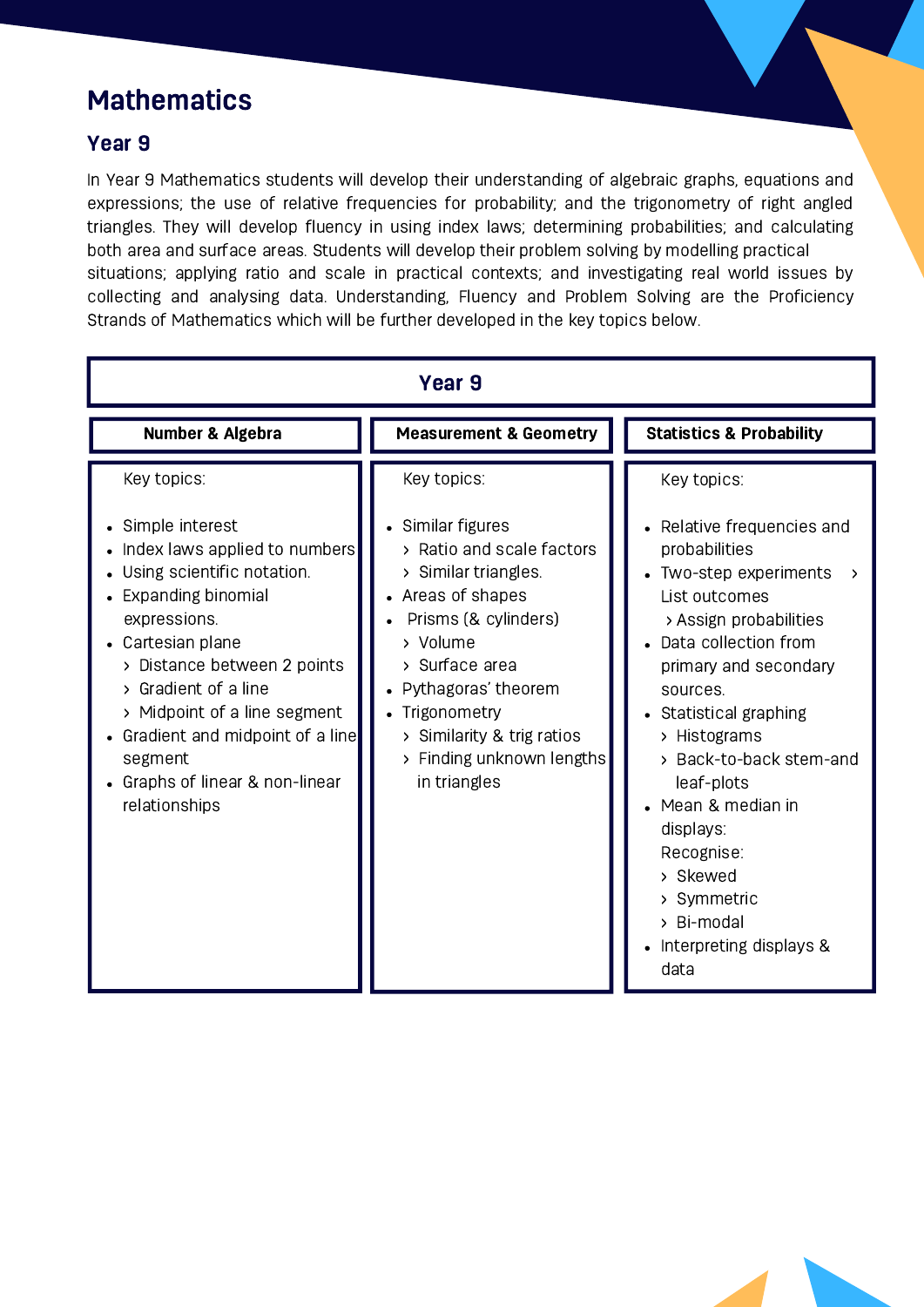# Mathematics

## Year 9

In Year 9 Mathematics students will develop their understanding of algebraic graphs, equations and expressions; the use of relative frequencies for probability; and the trigonometry of right angled triangles. They will develop fluency in using index laws; determining probabilities; and calculating both area and surface areas. Students will develop their problem solving by modelling practical situations; applying ratio and scale in practical contexts; and investigating real world issues by collecting and analysing data. Understanding, Fluency and Problem Solving are the Proficiency Strands of Mathematics which will be further developed in the key topics below.

### Year 9

| Number & Algebra | Measurement & Geometry | Statistics & Probability |
|---|---|---|
| Key topics:<br><br>• Simple interest<br>• Index laws applied to numbers<br>• Using scientific notation.<br>• Expanding binomial expressions.<br>• Cartesian plane<br>› Distance between 2 points<br>› Gradient of a line<br>› Midpoint of a line segment<br>• Gradient and midpoint of a line segment<br>• Graphs of linear & non-linear relationships | Key topics:<br><br>• Similar figures<br>› Ratio and scale factors<br>› Similar triangles.<br>• Areas of shapes<br>• Prisms (& cylinders)<br>› Volume<br>› Surface area<br>• Pythagoras' theorem<br>• Trigonometry<br>› Similarity & trig ratios<br>› Finding unknown lengths in triangles | Key topics:<br><br>• Relative frequencies and probabilities<br>• Two-step experiments › List outcomes<br>› Assign probabilities<br>• Data collection from primary and secondary sources.<br>• Statistical graphing<br>› Histograms<br>› Back-to-back stem-and leaf-plots<br>• Mean & median in displays:<br>Recognise:<br>› Skewed<br>› Symmetric<br>› Bi-modal<br>• Interpreting displays & data |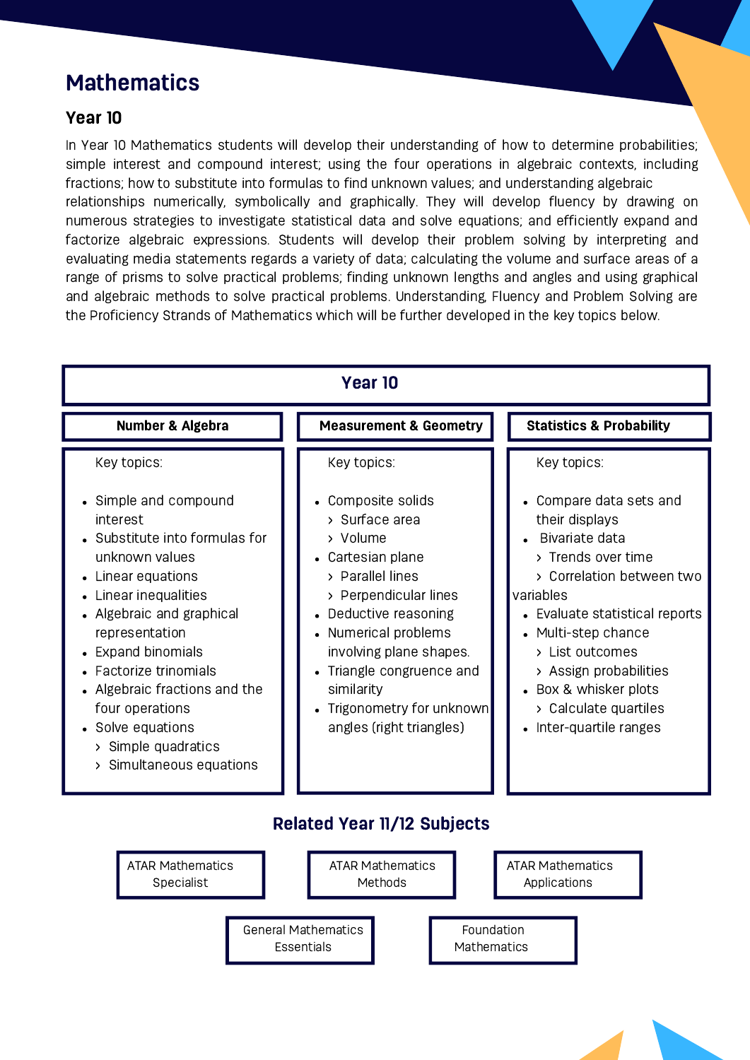# Mathematics

## Year 10

In Year 10 Mathematics students will develop their understanding of how to determine probabilities; simple interest and compound interest; using the four operations in algebraic contexts, including fractions; how to substitute into formulas to find unknown values; and understanding algebraic relationships numerically, symbolically and graphically. They will develop fluency by drawing on numerous strategies to investigate statistical data and solve equations; and efficiently expand and factorize algebraic expressions. Students will develop their problem solving by interpreting and evaluating media statements regards a variety of data; calculating the volume and surface areas of a range of prisms to solve practical problems; finding unknown lengths and angles and using graphical and algebraic methods to solve practical problems. Understanding, Fluency and Problem Solving are the Proficiency Strands of Mathematics which will be further developed in the key topics below.

### Year 10

#### Number & Algebra

Key topics:

- Simple and compound interest
- Substitute into formulas for unknown values
- Linear equations
- Linear inequalities
- Algebraic and graphical representation
- Expand binomials
- Factorize trinomials
- Algebraic fractions and the four operations
- Solve equations
  - Simple quadratics
  - Simultaneous equations

#### Measurement & Geometry

Key topics:

- Composite solids
  - Surface area
  - Volume
- Cartesian plane
  - Parallel lines
  - Perpendicular lines
- Deductive reasoning
- Numerical problems involving plane shapes.
- Triangle congruence and similarity
- Trigonometry for unknown angles (right triangles)

#### Statistics & Probability

Key topics:

- Compare data sets and their displays
- Bivariate data
  - Trends over time
  - Correlation between two variables
- Evaluate statistical reports
- Multi-step chance
  - List outcomes
  - Assign probabilities
- Box & whisker plots
  - Calculate quartiles
- Inter-quartile ranges

### Related Year 11/12 Subjects

- ATAR Mathematics Specialist
- ATAR Mathematics Methods
- ATAR Mathematics Applications
- General Mathematics Essentials
- Foundation Mathematics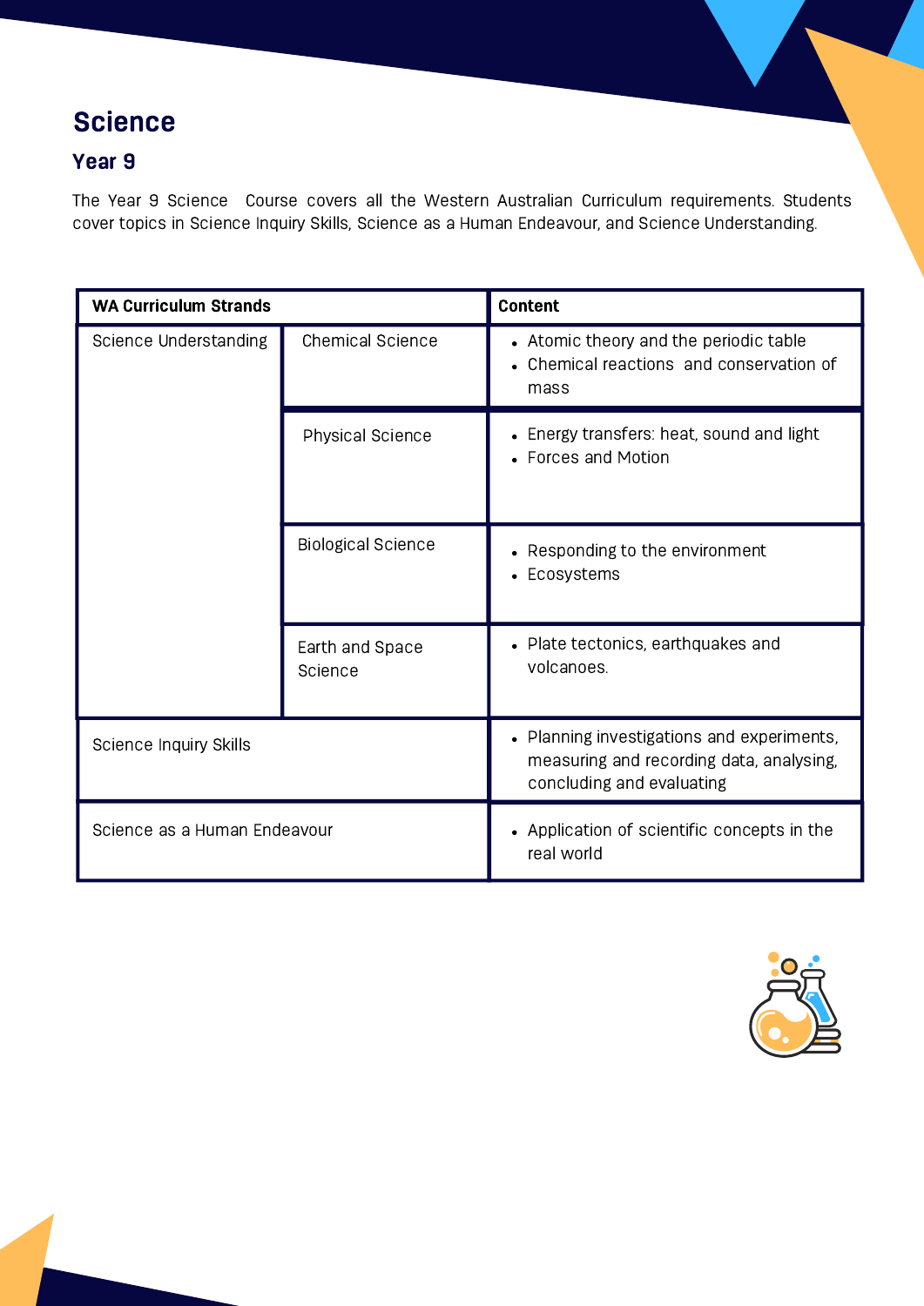# Science

## Year 9

The Year 9 Science Course covers all the Western Australian Curriculum requirements. Students cover topics in Science Inquiry Skills, Science as a Human Endeavour, and Science Understanding.

| **WA Curriculum Strands** | | **Content** |
|---|---|---|
| Science Understanding | Chemical Science | • Atomic theory and the periodic table<br>• Chemical reactions and conservation of mass |
| | Physical Science | • Energy transfers: heat, sound and light<br>• Forces and Motion |
| | Biological Science | • Responding to the environment<br>• Ecosystems |
| | Earth and Space Science | • Plate tectonics, earthquakes and volcanoes. |
| Science Inquiry Skills | | • Planning investigations and experiments, measuring and recording data, analysing, concluding and evaluating |
| Science as a Human Endeavour | | • Application of scientific concepts in the real world |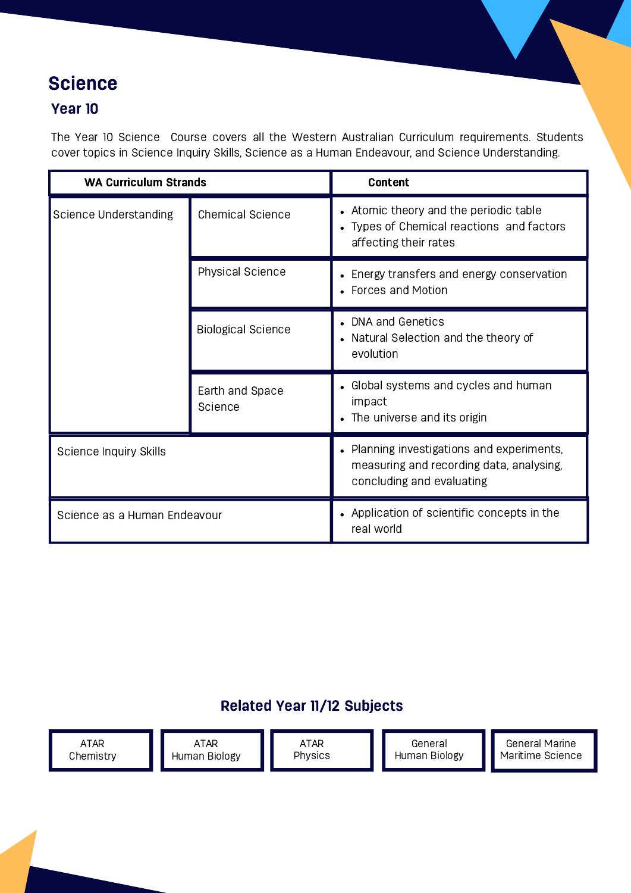# Science

## Year 10

The Year 10 Science  Course covers all the Western Australian Curriculum requirements. Students cover topics in Science Inquiry Skills, Science as a Human Endeavour, and Science Understanding.

| WA Curriculum Strands | | Content |
|---|---|---|
| Science Understanding | Chemical Science | • Atomic theory and the periodic table<br>• Types of Chemical reactions  and factors affecting their rates |
| | Physical Science | • Energy transfers and energy conservation<br>• Forces and Motion |
| | Biological Science | • DNA and Genetics<br>• Natural Selection and the theory of evolution |
| | Earth and Space Science | • Global systems and cycles and human impact<br>• The universe and its origin |
| Science Inquiry Skills | | • Planning investigations and experiments, measuring and recording data, analysing, concluding and evaluating |
| Science as a Human Endeavour | | • Application of scientific concepts in the real world |

### Related Year 11/12 Subjects

| ATAR Chemistry | ATAR Human Biology | ATAR Physics | General Human Biology | General Marine Maritime Science |
|---|---|---|---|---|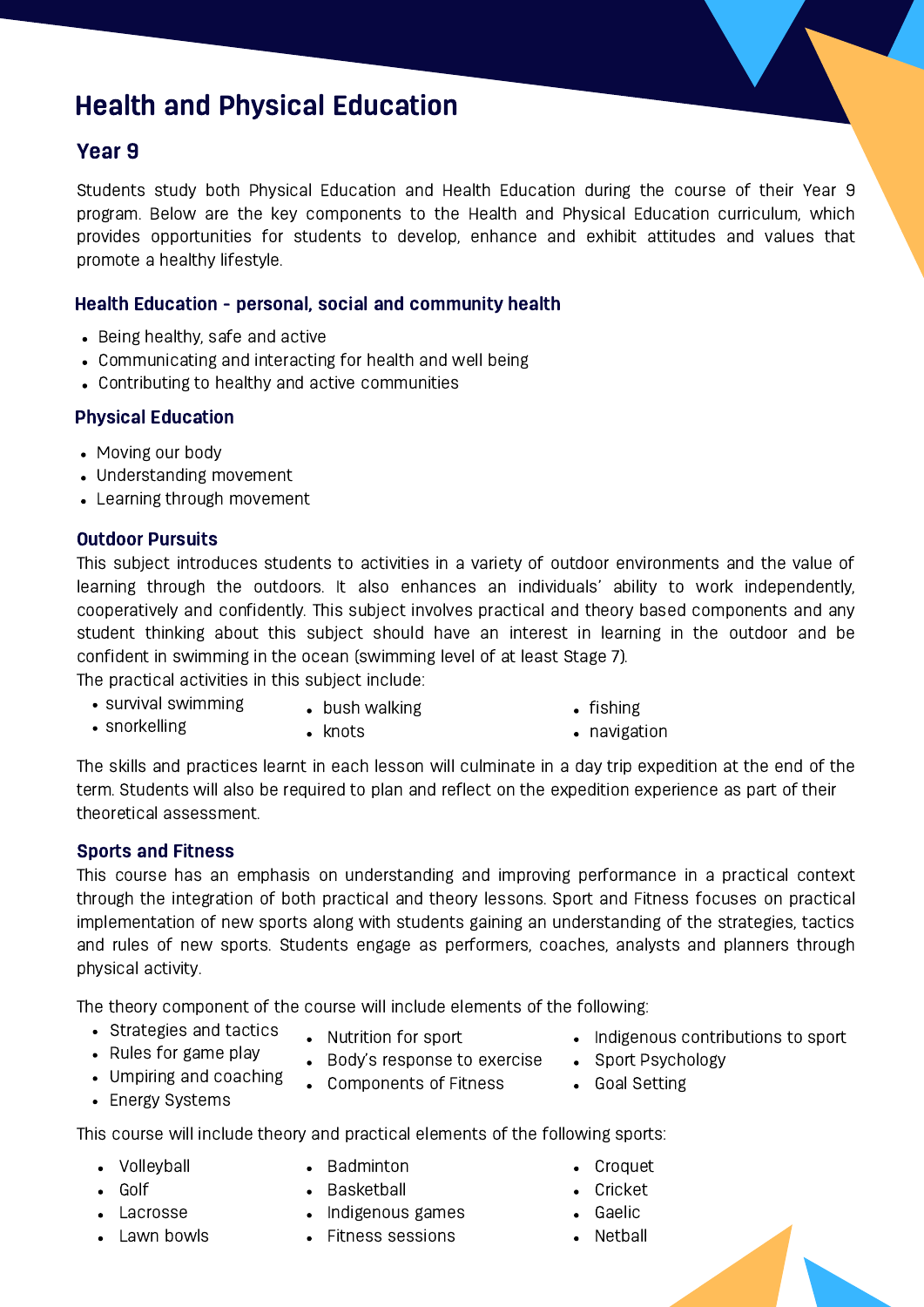# Health and Physical Education

## Year 9

Students study both Physical Education and Health Education during the course of their Year 9 program. Below are the key components to the Health and Physical Education curriculum, which provides opportunities for students to develop, enhance and exhibit attitudes and values that promote a healthy lifestyle.

### Health Education - personal, social and community health

- Being healthy, safe and active
- Communicating and interacting for health and well being
- Contributing to healthy and active communities

### Physical Education

- Moving our body
- Understanding movement
- Learning through movement

### Outdoor Pursuits

This subject introduces students to activities in a variety of outdoor environments and the value of learning through the outdoors. It also enhances an individuals' ability to work independently, cooperatively and confidently. This subject involves practical and theory based components and any student thinking about this subject should have an interest in learning in the outdoor and be confident in swimming in the ocean (swimming level of at least Stage 7).

The practical activities in this subject include:

- survival swimming
- snorkelling
- bush walking
- knots
- fishing
- navigation

The skills and practices learnt in each lesson will culminate in a day trip expedition at the end of the term. Students will also be required to plan and reflect on the expedition experience as part of their theoretical assessment.

### Sports and Fitness

This course has an emphasis on understanding and improving performance in a practical context through the integration of both practical and theory lessons. Sport and Fitness focuses on practical implementation of new sports along with students gaining an understanding of the strategies, tactics and rules of new sports. Students engage as performers, coaches, analysts and planners through physical activity.

The theory component of the course will include elements of the following:

- Strategies and tactics
- Rules for game play
- Umpiring and coaching
- Energy Systems
- Nutrition for sport
- Body's response to exercise
- Components of Fitness
- Indigenous contributions to sport
- Sport Psychology
- Goal Setting

This course will include theory and practical elements of the following sports:

- Volleyball
- Golf
- Lacrosse
- Lawn bowls
- Badminton
- Basketball
- Indigenous games
- Fitness sessions
- Croquet
- Cricket
- Gaelic
- Netball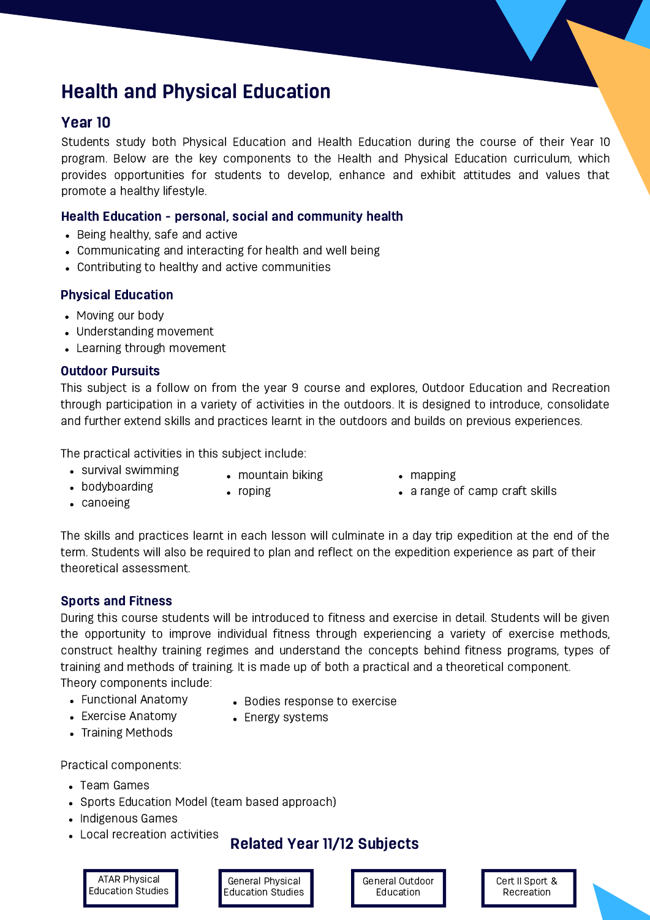# Health and Physical Education

## Year 10

Students study both Physical Education and Health Education during the course of their Year 10 program. Below are the key components to the Health and Physical Education curriculum, which provides opportunities for students to develop, enhance and exhibit attitudes and values that promote a healthy lifestyle.

### Health Education - personal, social and community health

- Being healthy, safe and active
- Communicating and interacting for health and well being
- Contributing to healthy and active communities

### Physical Education

- Moving our body
- Understanding movement
- Learning through movement

### Outdoor Pursuits

This subject is a follow on from the year 9 course and explores, Outdoor Education and Recreation through participation in a variety of activities in the outdoors. It is designed to introduce, consolidate and further extend skills and practices learnt in the outdoors and builds on previous experiences.

The practical activities in this subject include:

- survival swimming
- bodyboarding
- canoeing
- mountain biking
- roping
- mapping
- a range of camp craft skills

The skills and practices learnt in each lesson will culminate in a day trip expedition at the end of the term. Students will also be required to plan and reflect on the expedition experience as part of their theoretical assessment.

### Sports and Fitness

During this course students will be introduced to fitness and exercise in detail. Students will be given the opportunity to improve individual fitness through experiencing a variety of exercise methods, construct healthy training regimes and understand the concepts behind fitness programs, types of training and methods of training. It is made up of both a practical and a theoretical component.

Theory components include:

- Functional Anatomy
- Exercise Anatomy
- Training Methods
- Bodies response to exercise
- Energy systems

Practical components:

- Team Games
- Sports Education Model (team based approach)
- Indigenous Games
- Local recreation activities

### Related Year 11/12 Subjects

- ATAR Physical Education Studies
- General Physical Education Studies
- General Outdoor Education
- Cert II Sport & Recreation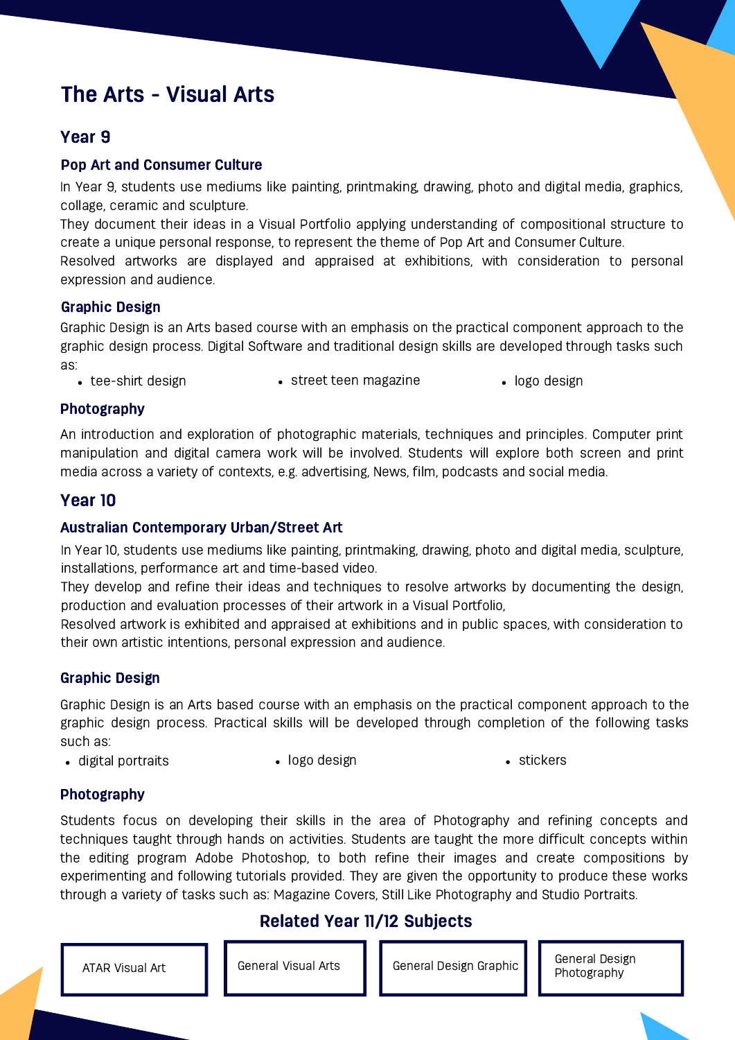# The Arts - Visual Arts

## Year 9

### Pop Art and Consumer Culture

In Year 9, students use mediums like painting, printmaking, drawing, photo and digital media, graphics, collage, ceramic and sculpture.

They document their ideas in a Visual Portfolio applying understanding of compositional structure to create a unique personal response, to represent the theme of Pop Art and Consumer Culture.

Resolved artworks are displayed and appraised at exhibitions, with consideration to personal expression and audience.

### Graphic Design

Graphic Design is an Arts based course with an emphasis on the practical component approach to the graphic design process. Digital Software and traditional design skills are developed through tasks such as:

- tee-shirt design
- street teen magazine
- logo design

### Photography

An introduction and exploration of photographic materials, techniques and principles. Computer print manipulation and digital camera work will be involved. Students will explore both screen and print media across a variety of contexts, e.g. advertising, News, film, podcasts and social media.

## Year 10

### Australian Contemporary Urban/Street Art

In Year 10, students use mediums like painting, printmaking, drawing, photo and digital media, sculpture, installations, performance art and time-based video.

They develop and refine their ideas and techniques to resolve artworks by documenting the design, production and evaluation processes of their artwork in a Visual Portfolio,

Resolved artwork is exhibited and appraised at exhibitions and in public spaces, with consideration to their own artistic intentions, personal expression and audience.

### Graphic Design

Graphic Design is an Arts based course with an emphasis on the practical component approach to the graphic design process. Practical skills will be developed through completion of the following tasks such as:

- digital portraits
- logo design
- stickers

### Photography

Students focus on developing their skills in the area of Photography and refining concepts and techniques taught through hands on activities. Students are taught the more difficult concepts within the editing program Adobe Photoshop, to both refine their images and create compositions by experimenting and following tutorials provided. They are given the opportunity to produce these works through a variety of tasks such as: Magazine Covers, Still Like Photography and Studio Portraits.

## Related Year 11/12 Subjects

- ATAR Visual Art
- General Visual Arts
- General Design Graphic
- General Design Photography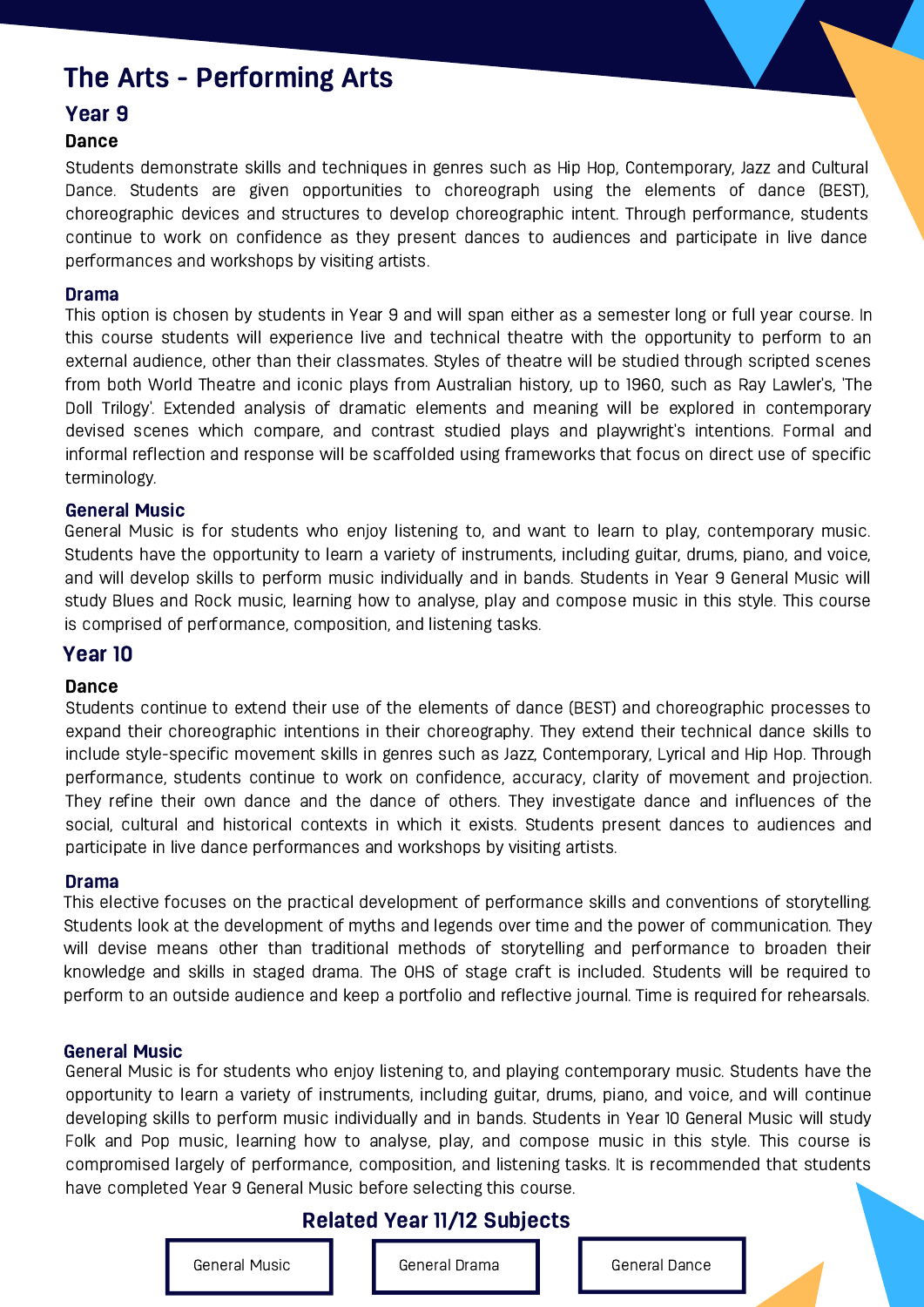# The Arts - Performing Arts

## Year 9

### Dance

Students demonstrate skills and techniques in genres such as Hip Hop, Contemporary, Jazz and Cultural Dance. Students are given opportunities to choreograph using the elements of dance (BEST), choreographic devices and structures to develop choreographic intent. Through performance, students continue to work on confidence as they present dances to audiences and participate in live dance performances and workshops by visiting artists.

### Drama

This option is chosen by students in Year 9 and will span either as a semester long or full year course. In this course students will experience live and technical theatre with the opportunity to perform to an external audience, other than their classmates. Styles of theatre will be studied through scripted scenes from both World Theatre and iconic plays from Australian history, up to 1960, such as Ray Lawler's, 'The Doll Trilogy'. Extended analysis of dramatic elements and meaning will be explored in contemporary devised scenes which compare, and contrast studied plays and playwright's intentions. Formal and informal reflection and response will be scaffolded using frameworks that focus on direct use of specific terminology.

### General Music

General Music is for students who enjoy listening to, and want to learn to play, contemporary music. Students have the opportunity to learn a variety of instruments, including guitar, drums, piano, and voice, and will develop skills to perform music individually and in bands. Students in Year 9 General Music will study Blues and Rock music, learning how to analyse, play and compose music in this style. This course is comprised of performance, composition, and listening tasks.

## Year 10

### Dance

Students continue to extend their use of the elements of dance (BEST) and choreographic processes to expand their choreographic intentions in their choreography. They extend their technical dance skills to include style-specific movement skills in genres such as Jazz, Contemporary, Lyrical and Hip Hop. Through performance, students continue to work on confidence, accuracy, clarity of movement and projection. They refine their own dance and the dance of others. They investigate dance and influences of the social, cultural and historical contexts in which it exists. Students present dances to audiences and participate in live dance performances and workshops by visiting artists.

### Drama

This elective focuses on the practical development of performance skills and conventions of storytelling. Students look at the development of myths and legends over time and the power of communication. They will devise means other than traditional methods of storytelling and performance to broaden their knowledge and skills in staged drama. The OHS of stage craft is included. Students will be required to perform to an outside audience and keep a portfolio and reflective journal. Time is required for rehearsals.

### General Music

General Music is for students who enjoy listening to, and playing contemporary music. Students have the opportunity to learn a variety of instruments, including guitar, drums, piano, and voice, and will continue developing skills to perform music individually and in bands. Students in Year 10 General Music will study Folk and Pop music, learning how to analyse, play, and compose music in this style. This course is compromised largely of performance, composition, and listening tasks. It is recommended that students have completed Year 9 General Music before selecting this course.

## Related Year 11/12 Subjects

- General Music
- General Drama
- General Dance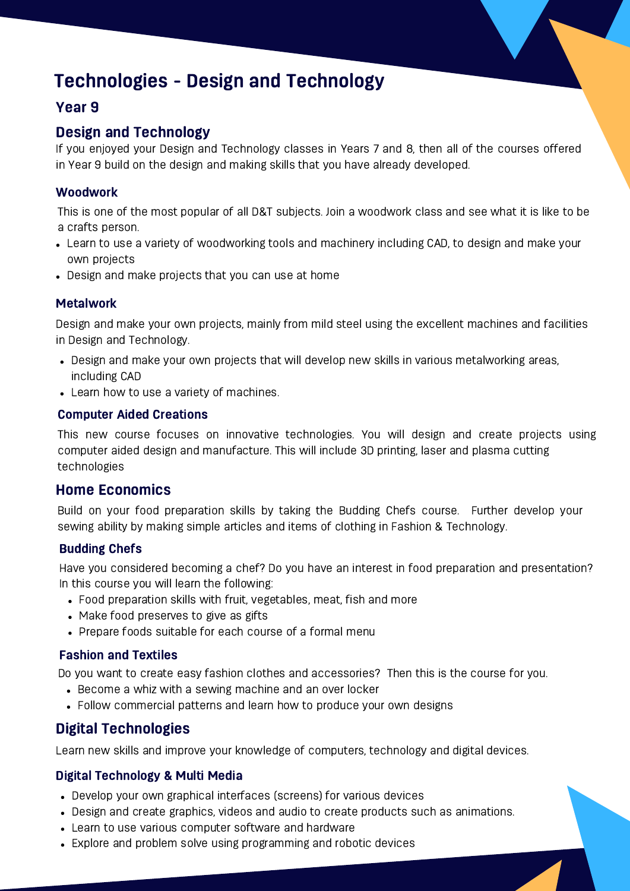# Technologies - Design and Technology

## Year 9

## Design and Technology

If you enjoyed your Design and Technology classes in Years 7 and 8, then all of the courses offered in Year 9 build on the design and making skills that you have already developed.

### Woodwork

This is one of the most popular of all D&T subjects. Join a woodwork class and see what it is like to be a crafts person.

- Learn to use a variety of woodworking tools and machinery including CAD, to design and make your own projects
- Design and make projects that you can use at home

### Metalwork

Design and make your own projects, mainly from mild steel using the excellent machines and facilities in Design and Technology.

- Design and make your own projects that will develop new skills in various metalworking areas, including CAD
- Learn how to use a variety of machines.

### Computer Aided Creations

This new course focuses on innovative technologies. You will design and create projects using computer aided design and manufacture. This will include 3D printing, laser and plasma cutting technologies

## Home Economics

Build on your food preparation skills by taking the Budding Chefs course. Further develop your sewing ability by making simple articles and items of clothing in Fashion & Technology.

### Budding Chefs

Have you considered becoming a chef? Do you have an interest in food preparation and presentation? In this course you will learn the following:

- Food preparation skills with fruit, vegetables, meat, fish and more
- Make food preserves to give as gifts
- Prepare foods suitable for each course of a formal menu

### Fashion and Textiles

Do you want to create easy fashion clothes and accessories? Then this is the course for you.

- Become a whiz with a sewing machine and an over locker
- Follow commercial patterns and learn how to produce your own designs

## Digital Technologies

Learn new skills and improve your knowledge of computers, technology and digital devices.

### Digital Technology & Multi Media

- Develop your own graphical interfaces (screens) for various devices
- Design and create graphics, videos and audio to create products such as animations.
- Learn to use various computer software and hardware
- Explore and problem solve using programming and robotic devices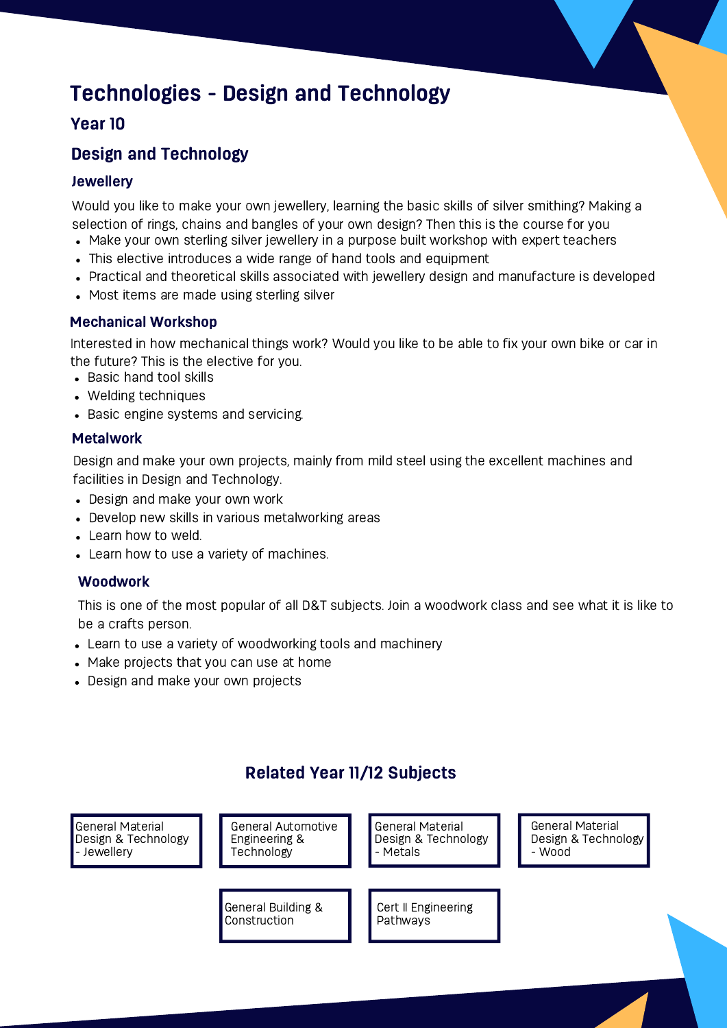# Technologies - Design and Technology

## Year 10

## Design and Technology

### Jewellery

Would you like to make your own jewellery, learning the basic skills of silver smithing? Making a selection of rings, chains and bangles of your own design? Then this is the course for you

- Make your own sterling silver jewellery in a purpose built workshop with expert teachers
- This elective introduces a wide range of hand tools and equipment
- Practical and theoretical skills associated with jewellery design and manufacture is developed
- Most items are made using sterling silver

### Mechanical Workshop

Interested in how mechanical things work? Would you like to be able to fix your own bike or car in the future? This is the elective for you.

- Basic hand tool skills
- Welding techniques
- Basic engine systems and servicing.

### Metalwork

Design and make your own projects, mainly from mild steel using the excellent machines and facilities in Design and Technology.

- Design and make your own work
- Develop new skills in various metalworking areas
- Learn how to weld.
- Learn how to use a variety of machines.

### Woodwork

This is one of the most popular of all D&T subjects. Join a woodwork class and see what it is like to be a crafts person.

- Learn to use a variety of woodworking tools and machinery
- Make projects that you can use at home
- Design and make your own projects

## Related Year 11/12 Subjects

- General Material Design & Technology - Jewellery
- General Automotive Engineering & Technology
- General Material Design & Technology - Metals
- General Material Design & Technology - Wood
- General Building & Construction
- Cert II Engineering Pathways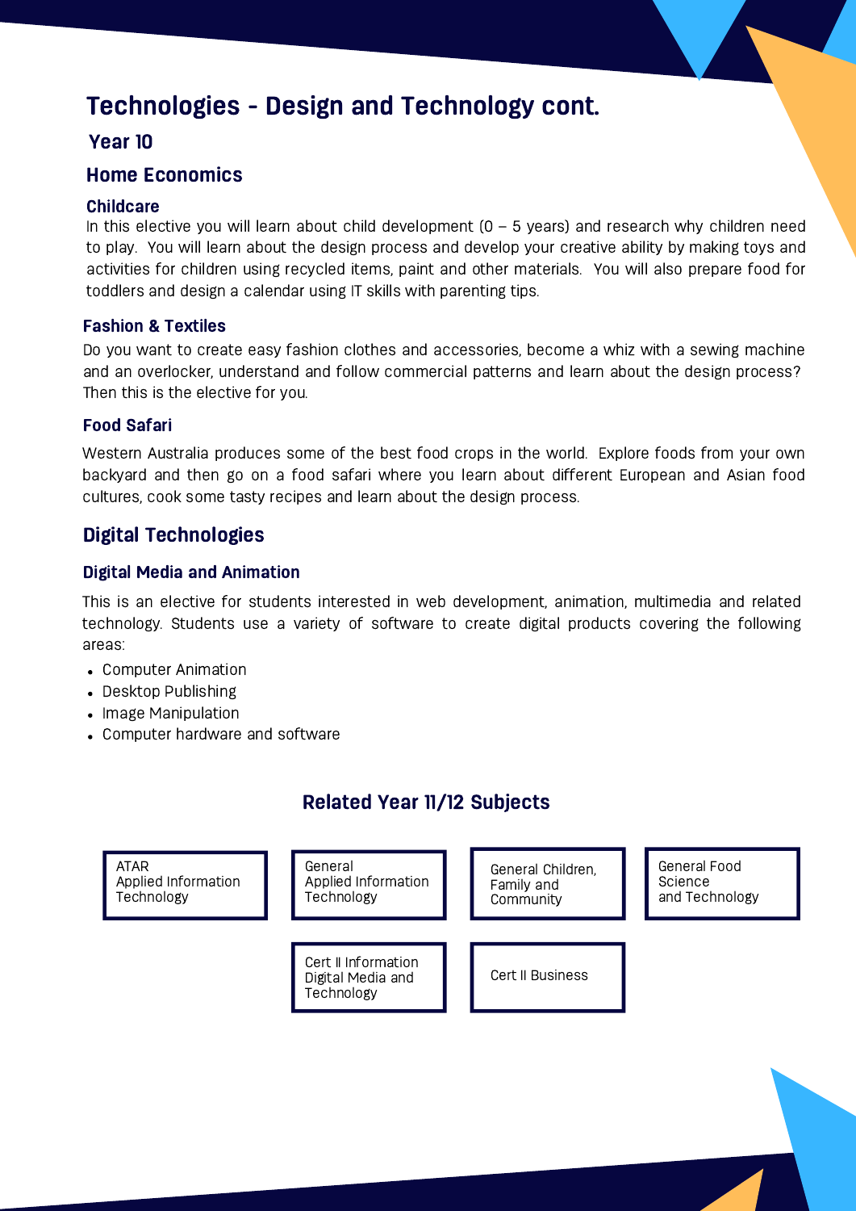# Technologies - Design and Technology cont.

## Year 10

## Home Economics

### Childcare

In this elective you will learn about child development (0 – 5 years) and research why children need to play. You will learn about the design process and develop your creative ability by making toys and activities for children using recycled items, paint and other materials. You will also prepare food for toddlers and design a calendar using IT skills with parenting tips.

### Fashion & Textiles

Do you want to create easy fashion clothes and accessories, become a whiz with a sewing machine and an overlocker, understand and follow commercial patterns and learn about the design process? Then this is the elective for you.

### Food Safari

Western Australia produces some of the best food crops in the world. Explore foods from your own backyard and then go on a food safari where you learn about different European and Asian food cultures, cook some tasty recipes and learn about the design process.

## Digital Technologies

### Digital Media and Animation

This is an elective for students interested in web development, animation, multimedia and related technology. Students use a variety of software to create digital products covering the following areas:

- Computer Animation
- Desktop Publishing
- Image Manipulation
- Computer hardware and software

## Related Year 11/12 Subjects

- ATAR Applied Information Technology
- General Applied Information Technology
- General Children, Family and Community
- General Food Science and Technology
- Cert II Information Digital Media and Technology
- Cert II Business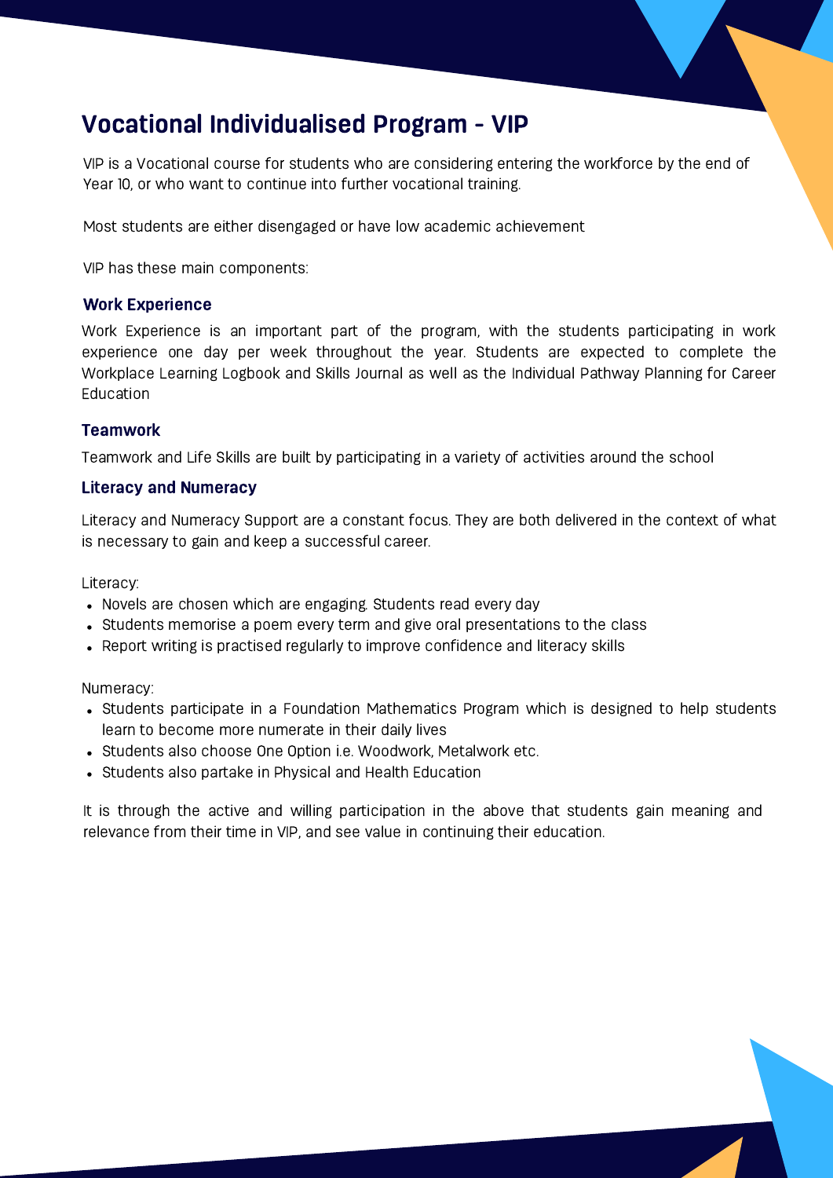# Vocational Individualised Program - VIP

VIP is a Vocational course for students who are considering entering the workforce by the end of Year 10, or who want to continue into further vocational training.

Most students are either disengaged or have low academic achievement

VIP has these main components:

### Work Experience

Work Experience is an important part of the program, with the students participating in work experience one day per week throughout the year. Students are expected to complete the Workplace Learning Logbook and Skills Journal as well as the Individual Pathway Planning for Career Education

### Teamwork

Teamwork and Life Skills are built by participating in a variety of activities around the school

### Literacy and Numeracy

Literacy and Numeracy Support are a constant focus. They are both delivered in the context of what is necessary to gain and keep a successful career.

Literacy:

- Novels are chosen which are engaging. Students read every day
- Students memorise a poem every term and give oral presentations to the class
- Report writing is practised regularly to improve confidence and literacy skills

Numeracy:

- Students participate in a Foundation Mathematics Program which is designed to help students learn to become more numerate in their daily lives
- Students also choose One Option i.e. Woodwork, Metalwork etc.
- Students also partake in Physical and Health Education

It is through the active and willing participation in the above that students gain meaning and relevance from their time in VIP, and see value in continuing their education.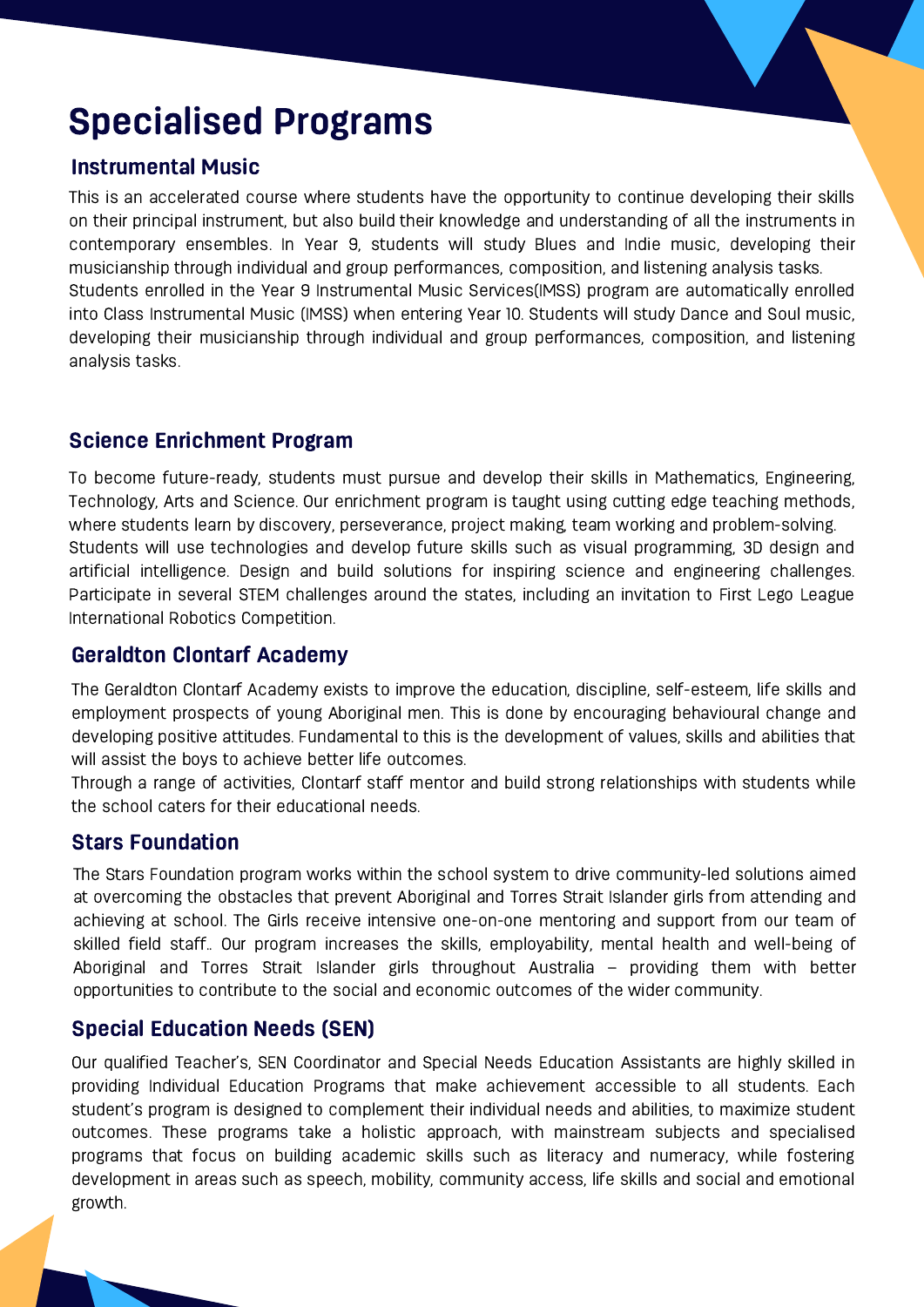# Specialised Programs

## Instrumental Music

This is an accelerated course where students have the opportunity to continue developing their skills on their principal instrument, but also build their knowledge and understanding of all the instruments in contemporary ensembles. In Year 9, students will study Blues and Indie music, developing their musicianship through individual and group performances, composition, and listening analysis tasks.
Students enrolled in the Year 9 Instrumental Music Services(IMSS) program are automatically enrolled into Class Instrumental Music (IMSS) when entering Year 10. Students will study Dance and Soul music, developing their musicianship through individual and group performances, composition, and listening analysis tasks.

## Science Enrichment Program

To become future-ready, students must pursue and develop their skills in Mathematics, Engineering, Technology, Arts and Science. Our enrichment program is taught using cutting edge teaching methods, where students learn by discovery, perseverance, project making, team working and problem-solving.
Students will use technologies and develop future skills such as visual programming, 3D design and artificial intelligence. Design and build solutions for inspiring science and engineering challenges. Participate in several STEM challenges around the states, including an invitation to First Lego League International Robotics Competition.

## Geraldton Clontarf Academy

The Geraldton Clontarf Academy exists to improve the education, discipline, self-esteem, life skills and employment prospects of young Aboriginal men. This is done by encouraging behavioural change and developing positive attitudes. Fundamental to this is the development of values, skills and abilities that will assist the boys to achieve better life outcomes.
Through a range of activities, Clontarf staff mentor and build strong relationships with students while the school caters for their educational needs.

## Stars Foundation

The Stars Foundation program works within the school system to drive community-led solutions aimed at overcoming the obstacles that prevent Aboriginal and Torres Strait Islander girls from attending and achieving at school. The Girls receive intensive one-on-one mentoring and support from our team of skilled field staff.. Our program increases the skills, employability, mental health and well-being of Aboriginal and Torres Strait Islander girls throughout Australia – providing them with better opportunities to contribute to the social and economic outcomes of the wider community.

## Special Education Needs (SEN)

Our qualified Teacher's, SEN Coordinator and Special Needs Education Assistants are highly skilled in providing Individual Education Programs that make achievement accessible to all students. Each student's program is designed to complement their individual needs and abilities, to maximize student outcomes. These programs take a holistic approach, with mainstream subjects and specialised programs that focus on building academic skills such as literacy and numeracy, while fostering development in areas such as speech, mobility, community access, life skills and social and emotional growth.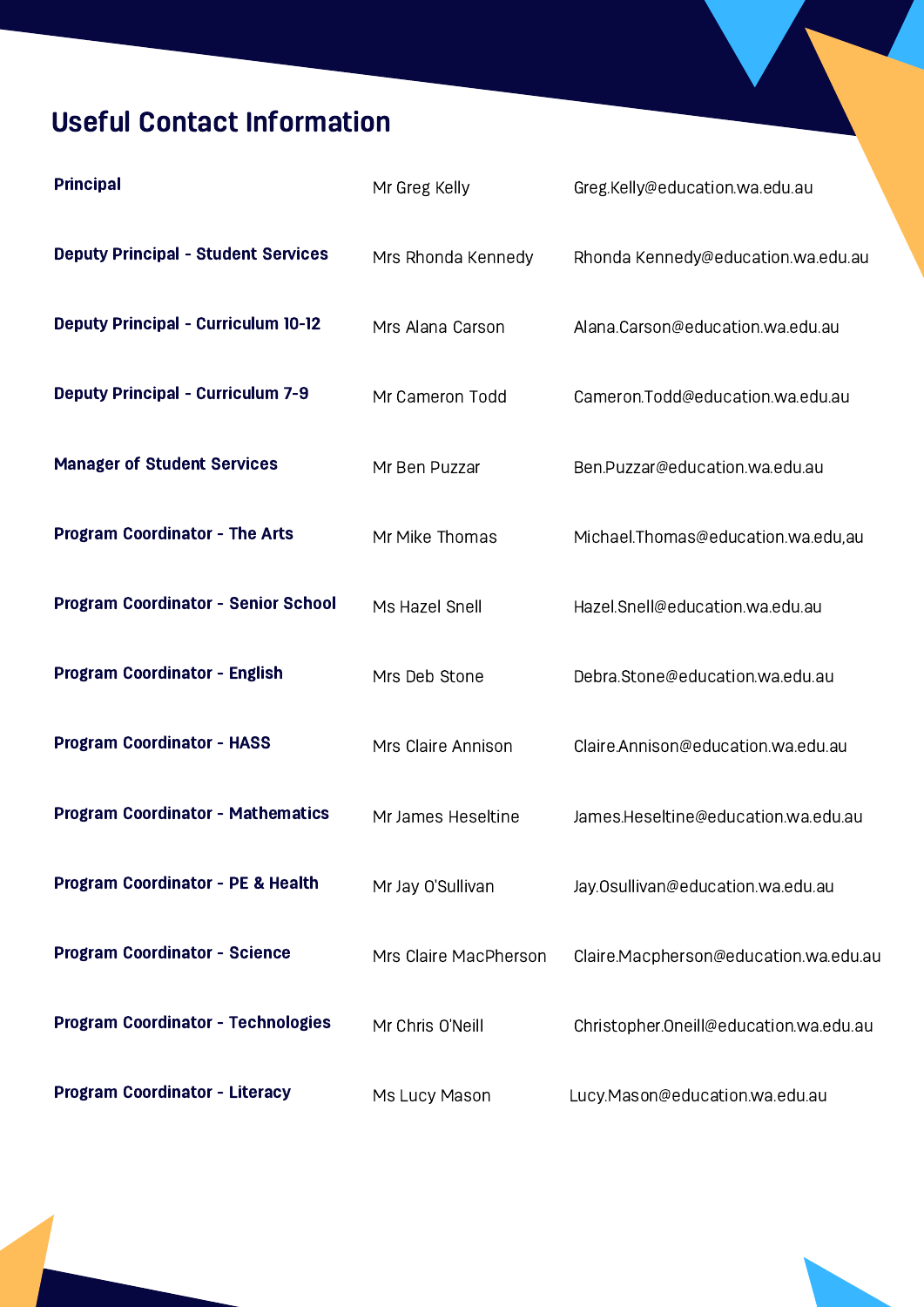## Useful Contact Information

| | | |
|---|---|---|
| **Principal** | Mr Greg Kelly | Greg.Kelly@education.wa.edu.au |
| **Deputy Principal - Student Services** | Mrs Rhonda Kennedy | Rhonda Kennedy@education.wa.edu.au |
| **Deputy Principal - Curriculum 10-12** | Mrs Alana Carson | Alana.Carson@education.wa.edu.au |
| **Deputy Principal - Curriculum 7-9** | Mr Cameron Todd | Cameron.Todd@education.wa.edu.au |
| **Manager of Student Services** | Mr Ben Puzzar | Ben.Puzzar@education.wa.edu.au |
| **Program Coordinator - The Arts** | Mr Mike Thomas | Michael.Thomas@education.wa.edu,au |
| **Program Coordinator - Senior School** | Ms Hazel Snell | Hazel.Snell@education.wa.edu.au |
| **Program Coordinator - English** | Mrs Deb Stone | Debra.Stone@education.wa.edu.au |
| **Program Coordinator - HASS** | Mrs Claire Annison | Claire.Annison@education.wa.edu.au |
| **Program Coordinator - Mathematics** | Mr James Heseltine | James.Heseltine@education.wa.edu.au |
| **Program Coordinator - PE & Health** | Mr Jay O'Sullivan | Jay.Osullivan@education.wa.edu.au |
| **Program Coordinator - Science** | Mrs Claire MacPherson | Claire.Macpherson@education.wa.edu.au |
| **Program Coordinator - Technologies** | Mr Chris O'Neill | Christopher.Oneill@education.wa.edu.au |
| **Program Coordinator - Literacy** | Ms Lucy Mason | Lucy.Mason@education.wa.edu.au |